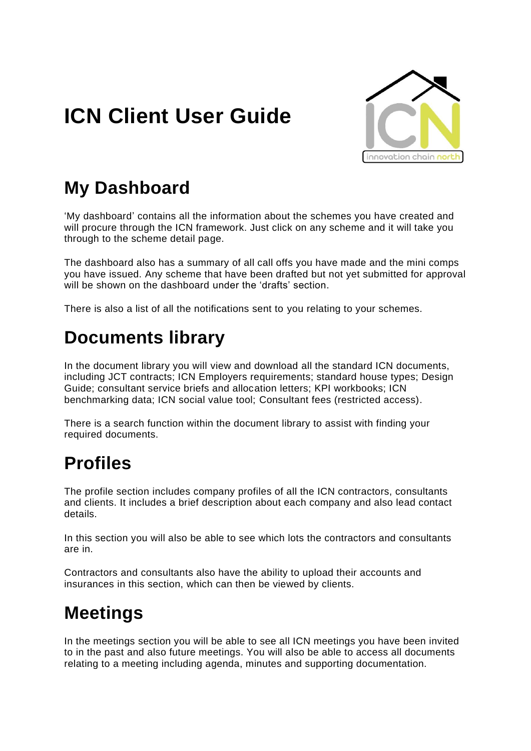# ICN Client User Guide

## My Dashboard

'My dashboard' contains all the information about the schemes you have created and will procure through the ICN framework. Just click on any scheme and it will take you through to the scheme detail page.

The dashboard also has a summary of all call offs you have made and the mini comps you have issued. Any scheme that have been drafted but not yet submitted for approval will be shown on the dashboard under the 'drafts' section.

There is also a list of all the notifications sent to you relating to your schemes.

## Documents library

In the document library you will view and download all the standard ICN documents, including JCT contracts; ICN Employers requirements; standard house types; Design Guide; consultant service briefs and allocation letters; KPI workbooks; ICN benchmarking data; ICN social value tool; Consultant fees (restricted access).

There is a search function within the document library to assist with finding your required documents.

## Profiles

The profile section includes company profiles of all the ICN contractors, consultants and clients. It includes a brief description about each company and also lead contact details.

In this section you will also be able to see which lots the contractors and consultants are in.

Contractors and consultants also have the ability to upload their accounts and insurances in this section, which can then be viewed by clients.

## Meetings

In the meetings section you will be able to see all ICN meetings you have been invited to in the past and also future meetings. You will also be able to access all documents relating to a meeting including agenda, minutes and supporting documentation.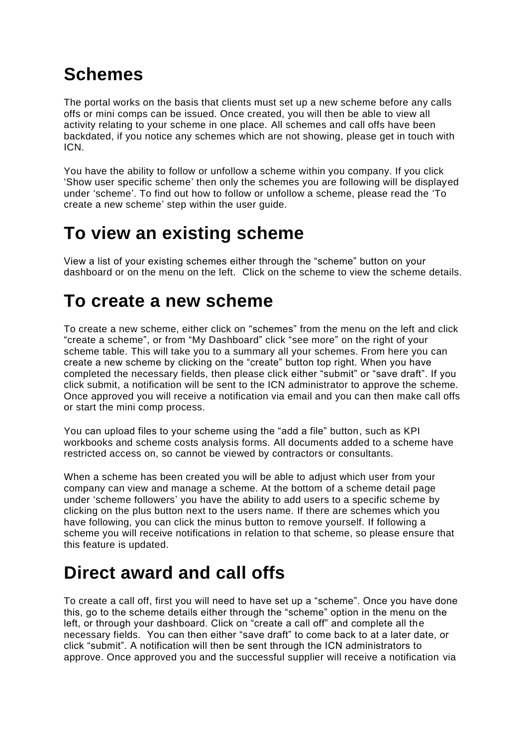# Schemes

The portal works on the basis that clients must set up a new scheme before any calls offs or mini comps can be issued. Once created, you will then be able to view all activity relating to your scheme in one place. All schemes and call offs have been backdated, if you notice any schemes which are not showing, please get in touch with ICN.

You have the ability to follow or unfollow a scheme within you company. If you click 'Show user specific scheme' then only the schemes you are following will be displayed under 'scheme'. To find out how to follow or unfollow a scheme, please read the 'To create a new scheme' step within the user guide.

# To view an existing scheme

View a list of your existing schemes either through the "scheme" button on your dashboard or on the menu on the left. Click on the scheme to view the scheme details.

# To create a new scheme

To create a new scheme, either click on "schemes" from the menu on the left and click "create a scheme", or from "My Dashboard" click "see more" on the right of your scheme table. This will take you to a summary all your schemes. From here you can create a new scheme by clicking on the "create" button top right. When you have completed the necessary fields, then please click either "submit" or "save draft". If you click submit, a notification will be sent to the ICN administrator to approve the scheme. Once approved you will receive a notification via email and you can then make call offs or start the mini comp process.

You can upload files to your scheme using the "add a file" button, such as KPI workbooks and scheme costs analysis forms. All documents added to a scheme have restricted access on, so cannot be viewed by contractors or consultants.

When a scheme has been created you will be able to adjust which user from your company can view and manage a scheme. At the bottom of a scheme detail page under 'scheme followers' you have the ability to add users to a specific scheme by clicking on the plus button next to the users name. If there are schemes which you have following, you can click the minus button to remove yourself. If following a scheme you will receive notifications in relation to that scheme, so please ensure that this feature is updated.

# Direct award and call offs

To create a call off, first you will need to have set up a "scheme". Once you have done this, go to the scheme details either through the "scheme" option in the menu on the left, or through your dashboard. Click on "create a call off" and complete all the necessary fields. You can then either "save draft" to come back to at a later date, or click "submit". A notification will then be sent through the ICN administrators to approve. Once approved you and the successful supplier will receive a notification via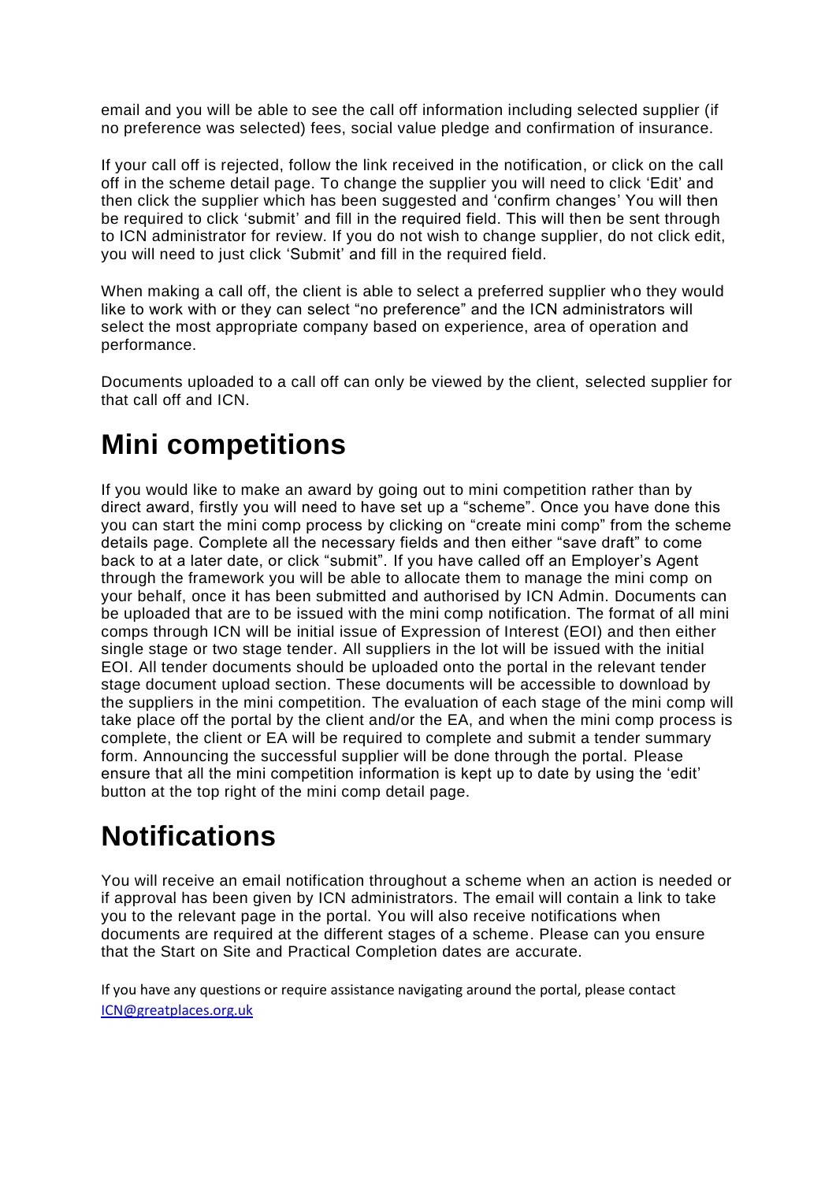email and you will be able to see the call off information including selected supplier (if no preference was selected) fees, social value pledge and confirmation of insurance.

If your call off is rejected, follow the link received in the notification, or click on the call off in the scheme detail page. To change the supplier you will need to click 'Edit' and then click the supplier which has been suggested and 'confirm changes' You will then be required to click 'submit' and fill in the required field. This will then be sent through to ICN administrator for review. If you do not wish to change supplier, do not click edit, you will need to just click 'Submit' and fill in the required field.

When making a call off, the client is able to select a preferred supplier who they would like to work with or they can select "no preference" and the ICN administrators will select the most appropriate company based on experience, area of operation and performance.

Documents uploaded to a call off can only be viewed by the client, selected supplier for that call off and ICN.

# Mini competitions

If you would like to make an award by going out to mini competition rather than by direct award, firstly you will need to have set up a "scheme". Once you have done this you can start the mini comp process by clicking on "create mini comp" from the scheme details page. Complete all the necessary fields and then either "save draft" to come back to at a later date, or click "submit". If you have called off an Employer's Agent through the framework you will be able to allocate them to manage the mini comp on your behalf, once it has been submitted and authorised by ICN Admin. Documents can be uploaded that are to be issued with the mini comp notification. The format of all mini comps through ICN will be initial issue of Expression of Interest (EOI) and then either single stage or two stage tender. All suppliers in the lot will be issued with the initial EOI. All tender documents should be uploaded onto the portal in the relevant tender stage document upload section. These documents will be accessible to download by the suppliers in the mini competition. The evaluation of each stage of the mini comp will take place off the portal by the client and/or the EA, and when the mini comp process is complete, the client or EA will be required to complete and submit a tender summary form. Announcing the successful supplier will be done through the portal. Please ensure that all the mini competition information is kept up to date by using the 'edit' button at the top right of the mini comp detail page.

# Notifications

You will receive an email notification throughout a scheme when an action is needed or if approval has been given by ICN administrators. The email will contain a link to take you to the relevant page in the portal. You will also receive notifications when documents are required at the different stages of a scheme. Please can you ensure that the Start on Site and Practical Completion dates are accurate.

If you have any questions or require assistance navigating around the portal, please contact [ICN@greatplaces.org.uk](mailto:ICN@greatplaces.org.uk)